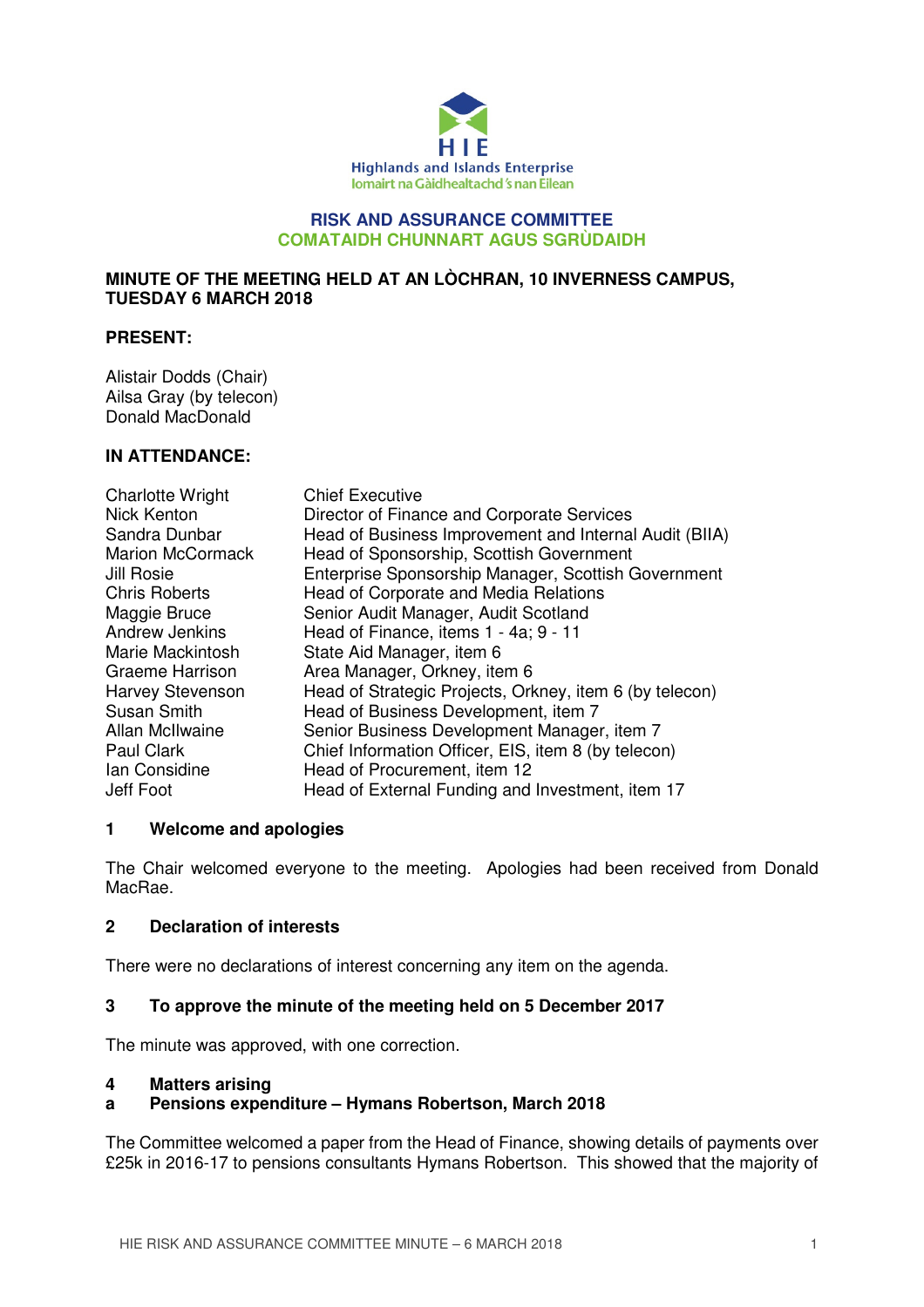HIE
Highlands and Islands Enterprise
Iomairt na Gàidhealtachd 's nan Eilean

# RISK AND ASSURANCE COMMITTEE
# COMATAIDH CHUNNART AGUS SGRÙDAIDH

**MINUTE OF THE MEETING HELD AT AN LÒCHRAN, 10 INVERNESS CAMPUS, TUESDAY 6 MARCH 2018**

**PRESENT:**

Alistair Dodds (Chair)
Ailsa Gray (by telecon)
Donald MacDonald

**IN ATTENDANCE:**

| | |
|---|---|
| Charlotte Wright | Chief Executive |
| Nick Kenton | Director of Finance and Corporate Services |
| Sandra Dunbar | Head of Business Improvement and Internal Audit (BIIA) |
| Marion McCormack | Head of Sponsorship, Scottish Government |
| Jill Rosie | Enterprise Sponsorship Manager, Scottish Government |
| Chris Roberts | Head of Corporate and Media Relations |
| Maggie Bruce | Senior Audit Manager, Audit Scotland |
| Andrew Jenkins | Head of Finance, items 1 - 4a; 9 - 11 |
| Marie Mackintosh | State Aid Manager, item 6 |
| Graeme Harrison | Area Manager, Orkney, item 6 |
| Harvey Stevenson | Head of Strategic Projects, Orkney, item 6 (by telecon) |
| Susan Smith | Head of Business Development, item 7 |
| Allan McIlwaine | Senior Business Development Manager, item 7 |
| Paul Clark | Chief Information Officer, EIS, item 8 (by telecon) |
| Ian Considine | Head of Procurement, item 12 |
| Jeff Foot | Head of External Funding and Investment, item 17 |

## 1 Welcome and apologies

The Chair welcomed everyone to the meeting. Apologies had been received from Donald MacRae.

## 2 Declaration of interests

There were no declarations of interest concerning any item on the agenda.

## 3 To approve the minute of the meeting held on 5 December 2017

The minute was approved, with one correction.

## 4 Matters arising

### a Pensions expenditure – Hymans Robertson, March 2018

The Committee welcomed a paper from the Head of Finance, showing details of payments over £25k in 2016-17 to pensions consultants Hymans Robertson. This showed that the majority of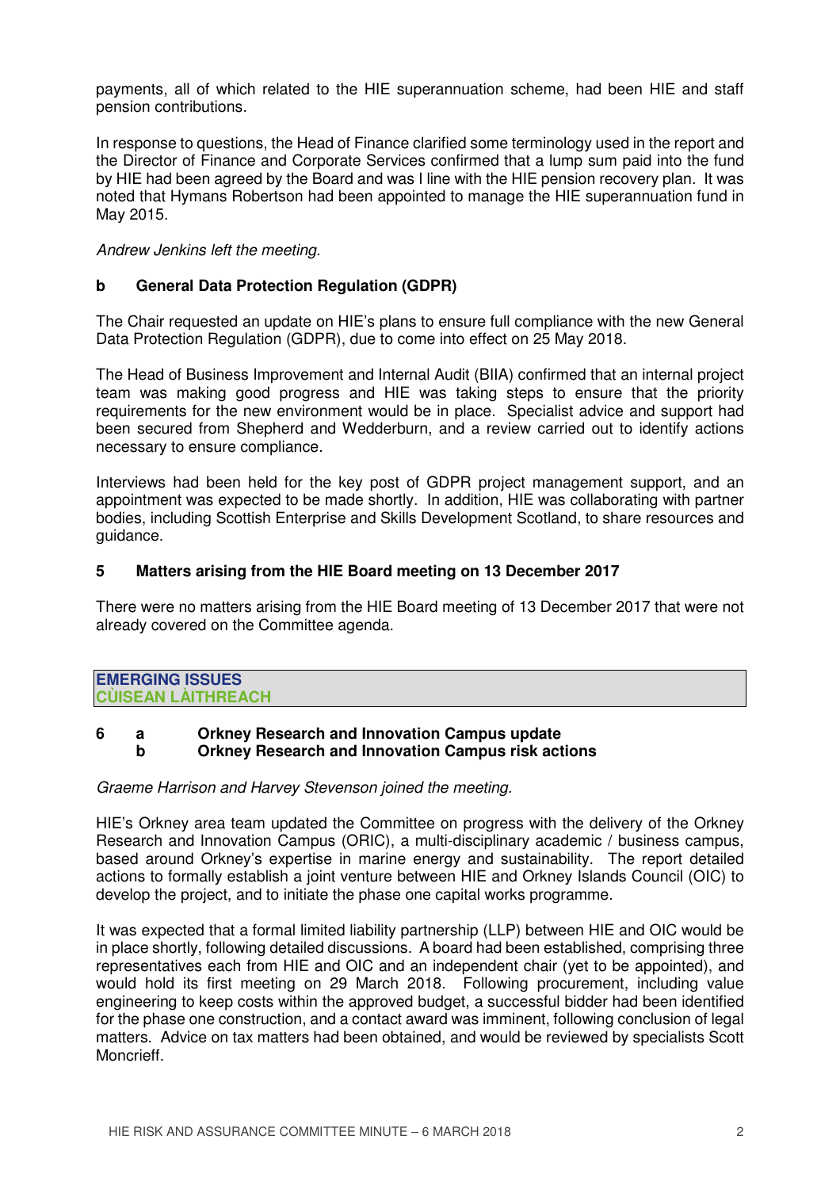payments, all of which related to the HIE superannuation scheme, had been HIE and staff pension contributions.

In response to questions, the Head of Finance clarified some terminology used in the report and the Director of Finance and Corporate Services confirmed that a lump sum paid into the fund by HIE had been agreed by the Board and was I line with the HIE pension recovery plan. It was noted that Hymans Robertson had been appointed to manage the HIE superannuation fund in May 2015.

*Andrew Jenkins left the meeting.*

**b General Data Protection Regulation (GDPR)**

The Chair requested an update on HIE's plans to ensure full compliance with the new General Data Protection Regulation (GDPR), due to come into effect on 25 May 2018.

The Head of Business Improvement and Internal Audit (BIIA) confirmed that an internal project team was making good progress and HIE was taking steps to ensure that the priority requirements for the new environment would be in place. Specialist advice and support had been secured from Shepherd and Wedderburn, and a review carried out to identify actions necessary to ensure compliance.

Interviews had been held for the key post of GDPR project management support, and an appointment was expected to be made shortly. In addition, HIE was collaborating with partner bodies, including Scottish Enterprise and Skills Development Scotland, to share resources and guidance.

## 5 Matters arising from the HIE Board meeting on 13 December 2017

There were no matters arising from the HIE Board meeting of 13 December 2017 that were not already covered on the Committee agenda.

## EMERGING ISSUES
## CÙISEAN LÀITHREACH

## 6 a Orkney Research and Innovation Campus update
## b Orkney Research and Innovation Campus risk actions

*Graeme Harrison and Harvey Stevenson joined the meeting.*

HIE's Orkney area team updated the Committee on progress with the delivery of the Orkney Research and Innovation Campus (ORIC), a multi-disciplinary academic / business campus, based around Orkney's expertise in marine energy and sustainability. The report detailed actions to formally establish a joint venture between HIE and Orkney Islands Council (OIC) to develop the project, and to initiate the phase one capital works programme.

It was expected that a formal limited liability partnership (LLP) between HIE and OIC would be in place shortly, following detailed discussions. A board had been established, comprising three representatives each from HIE and OIC and an independent chair (yet to be appointed), and would hold its first meeting on 29 March 2018. Following procurement, including value engineering to keep costs within the approved budget, a successful bidder had been identified for the phase one construction, and a contact award was imminent, following conclusion of legal matters. Advice on tax matters had been obtained, and would be reviewed by specialists Scott Moncrieff.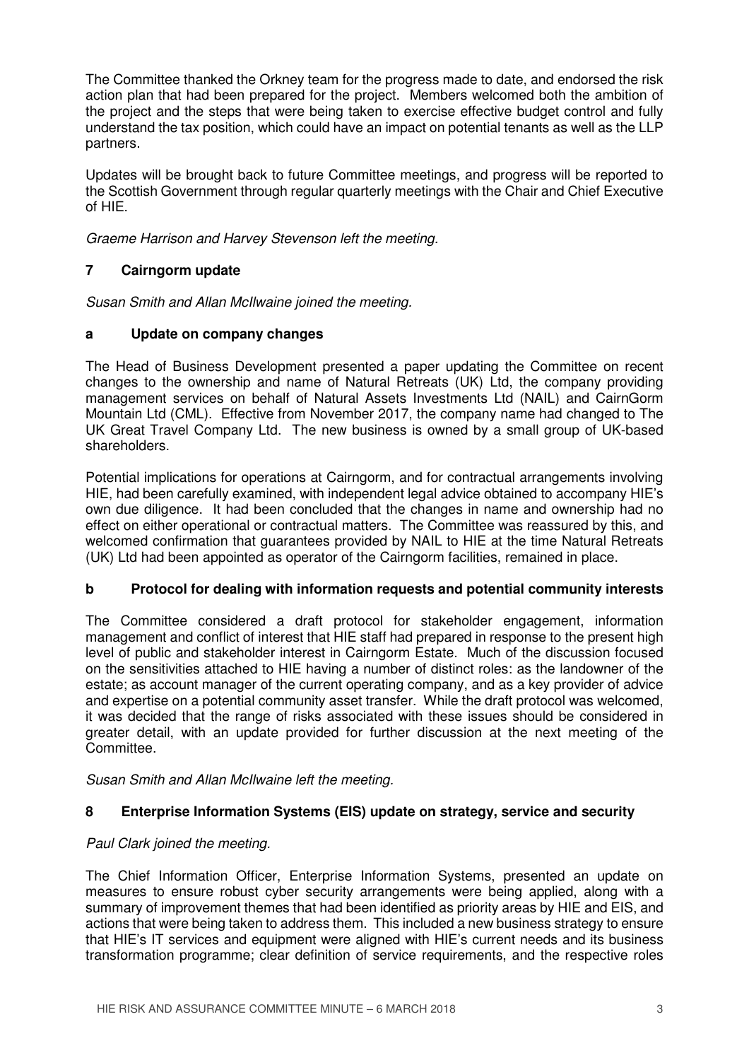The Committee thanked the Orkney team for the progress made to date, and endorsed the risk action plan that had been prepared for the project. Members welcomed both the ambition of the project and the steps that were being taken to exercise effective budget control and fully understand the tax position, which could have an impact on potential tenants as well as the LLP partners.

Updates will be brought back to future Committee meetings, and progress will be reported to the Scottish Government through regular quarterly meetings with the Chair and Chief Executive of HIE.

*Graeme Harrison and Harvey Stevenson left the meeting.*

## 7 Cairngorm update

*Susan Smith and Allan McIlwaine joined the meeting.*

### a Update on company changes

The Head of Business Development presented a paper updating the Committee on recent changes to the ownership and name of Natural Retreats (UK) Ltd, the company providing management services on behalf of Natural Assets Investments Ltd (NAIL) and CairnGorm Mountain Ltd (CML). Effective from November 2017, the company name had changed to The UK Great Travel Company Ltd. The new business is owned by a small group of UK-based shareholders.

Potential implications for operations at Cairngorm, and for contractual arrangements involving HIE, had been carefully examined, with independent legal advice obtained to accompany HIE's own due diligence. It had been concluded that the changes in name and ownership had no effect on either operational or contractual matters. The Committee was reassured by this, and welcomed confirmation that guarantees provided by NAIL to HIE at the time Natural Retreats (UK) Ltd had been appointed as operator of the Cairngorm facilities, remained in place.

### b Protocol for dealing with information requests and potential community interests

The Committee considered a draft protocol for stakeholder engagement, information management and conflict of interest that HIE staff had prepared in response to the present high level of public and stakeholder interest in Cairngorm Estate. Much of the discussion focused on the sensitivities attached to HIE having a number of distinct roles: as the landowner of the estate; as account manager of the current operating company, and as a key provider of advice and expertise on a potential community asset transfer. While the draft protocol was welcomed, it was decided that the range of risks associated with these issues should be considered in greater detail, with an update provided for further discussion at the next meeting of the Committee.

*Susan Smith and Allan McIlwaine left the meeting.*

## 8 Enterprise Information Systems (EIS) update on strategy, service and security

*Paul Clark joined the meeting.*

The Chief Information Officer, Enterprise Information Systems, presented an update on measures to ensure robust cyber security arrangements were being applied, along with a summary of improvement themes that had been identified as priority areas by HIE and EIS, and actions that were being taken to address them. This included a new business strategy to ensure that HIE's IT services and equipment were aligned with HIE's current needs and its business transformation programme; clear definition of service requirements, and the respective roles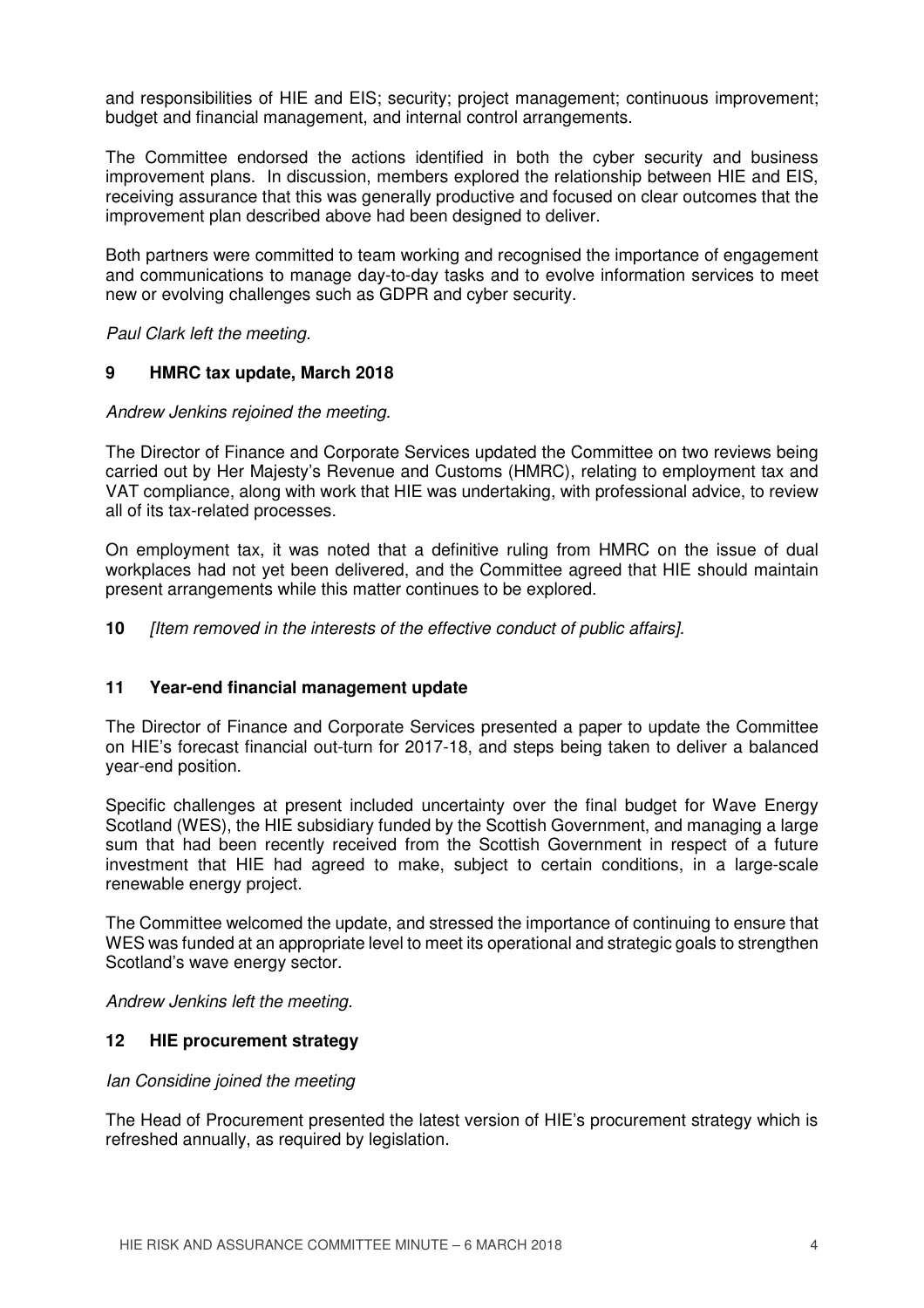and responsibilities of HIE and EIS; security; project management; continuous improvement; budget and financial management, and internal control arrangements.

The Committee endorsed the actions identified in both the cyber security and business improvement plans. In discussion, members explored the relationship between HIE and EIS, receiving assurance that this was generally productive and focused on clear outcomes that the improvement plan described above had been designed to deliver.

Both partners were committed to team working and recognised the importance of engagement and communications to manage day-to-day tasks and to evolve information services to meet new or evolving challenges such as GDPR and cyber security.

*Paul Clark left the meeting.*

## 9 HMRC tax update, March 2018

*Andrew Jenkins rejoined the meeting.*

The Director of Finance and Corporate Services updated the Committee on two reviews being carried out by Her Majesty's Revenue and Customs (HMRC), relating to employment tax and VAT compliance, along with work that HIE was undertaking, with professional advice, to review all of its tax-related processes.

On employment tax, it was noted that a definitive ruling from HMRC on the issue of dual workplaces had not yet been delivered, and the Committee agreed that HIE should maintain present arrangements while this matter continues to be explored.

**10** *[Item removed in the interests of the effective conduct of public affairs].*

## 11 Year-end financial management update

The Director of Finance and Corporate Services presented a paper to update the Committee on HIE's forecast financial out-turn for 2017-18, and steps being taken to deliver a balanced year-end position.

Specific challenges at present included uncertainty over the final budget for Wave Energy Scotland (WES), the HIE subsidiary funded by the Scottish Government, and managing a large sum that had been recently received from the Scottish Government in respect of a future investment that HIE had agreed to make, subject to certain conditions, in a large-scale renewable energy project.

The Committee welcomed the update, and stressed the importance of continuing to ensure that WES was funded at an appropriate level to meet its operational and strategic goals to strengthen Scotland's wave energy sector.

*Andrew Jenkins left the meeting.*

## 12 HIE procurement strategy

*Ian Considine joined the meeting*

The Head of Procurement presented the latest version of HIE's procurement strategy which is refreshed annually, as required by legislation.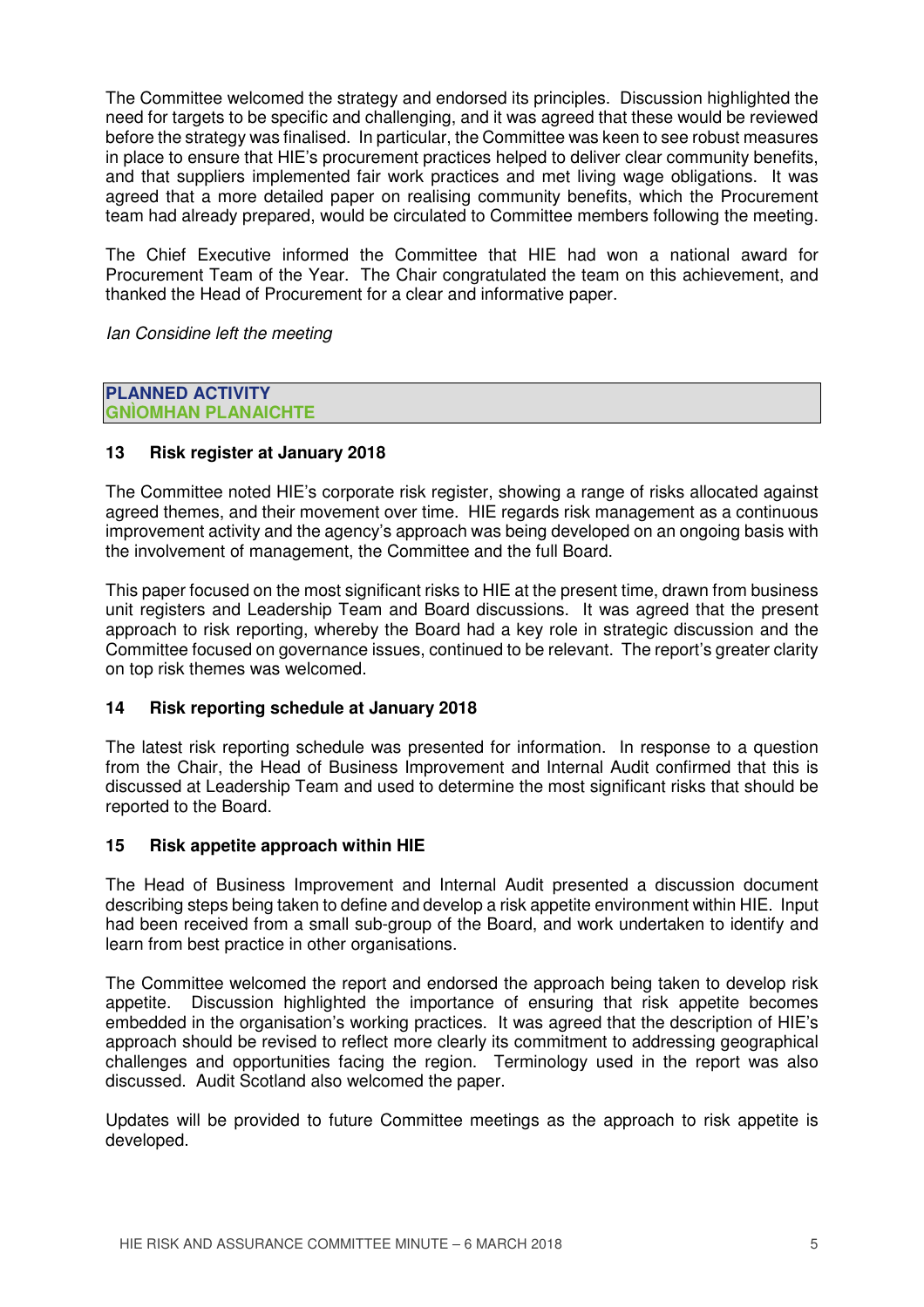The Committee welcomed the strategy and endorsed its principles. Discussion highlighted the need for targets to be specific and challenging, and it was agreed that these would be reviewed before the strategy was finalised. In particular, the Committee was keen to see robust measures in place to ensure that HIE's procurement practices helped to deliver clear community benefits, and that suppliers implemented fair work practices and met living wage obligations. It was agreed that a more detailed paper on realising community benefits, which the Procurement team had already prepared, would be circulated to Committee members following the meeting.

The Chief Executive informed the Committee that HIE had won a national award for Procurement Team of the Year. The Chair congratulated the team on this achievement, and thanked the Head of Procurement for a clear and informative paper.

*Ian Considine left the meeting*

## PLANNED ACTIVITY
## GNÌOMHAN PLANAICHTE

### 13 Risk register at January 2018

The Committee noted HIE's corporate risk register, showing a range of risks allocated against agreed themes, and their movement over time. HIE regards risk management as a continuous improvement activity and the agency's approach was being developed on an ongoing basis with the involvement of management, the Committee and the full Board.

This paper focused on the most significant risks to HIE at the present time, drawn from business unit registers and Leadership Team and Board discussions. It was agreed that the present approach to risk reporting, whereby the Board had a key role in strategic discussion and the Committee focused on governance issues, continued to be relevant. The report's greater clarity on top risk themes was welcomed.

### 14 Risk reporting schedule at January 2018

The latest risk reporting schedule was presented for information. In response to a question from the Chair, the Head of Business Improvement and Internal Audit confirmed that this is discussed at Leadership Team and used to determine the most significant risks that should be reported to the Board.

### 15 Risk appetite approach within HIE

The Head of Business Improvement and Internal Audit presented a discussion document describing steps being taken to define and develop a risk appetite environment within HIE. Input had been received from a small sub-group of the Board, and work undertaken to identify and learn from best practice in other organisations.

The Committee welcomed the report and endorsed the approach being taken to develop risk appetite. Discussion highlighted the importance of ensuring that risk appetite becomes embedded in the organisation's working practices. It was agreed that the description of HIE's approach should be revised to reflect more clearly its commitment to addressing geographical challenges and opportunities facing the region. Terminology used in the report was also discussed. Audit Scotland also welcomed the paper.

Updates will be provided to future Committee meetings as the approach to risk appetite is developed.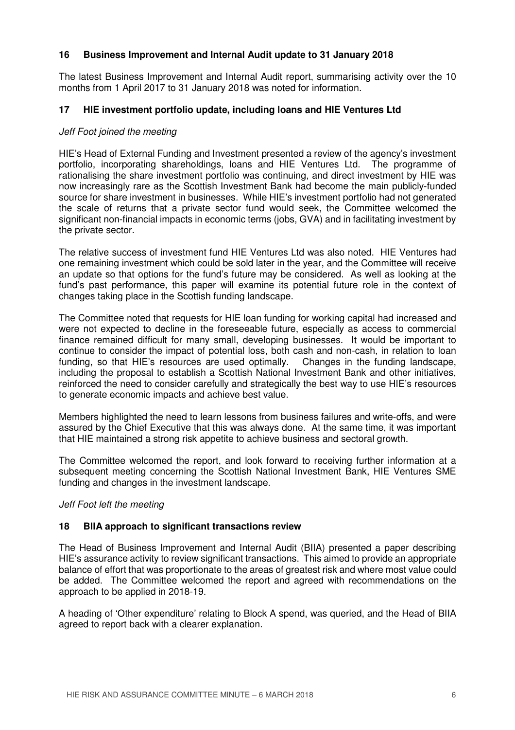## 16 Business Improvement and Internal Audit update to 31 January 2018

The latest Business Improvement and Internal Audit report, summarising activity over the 10 months from 1 April 2017 to 31 January 2018 was noted for information.

## 17 HIE investment portfolio update, including loans and HIE Ventures Ltd

*Jeff Foot joined the meeting*

HIE's Head of External Funding and Investment presented a review of the agency's investment portfolio, incorporating shareholdings, loans and HIE Ventures Ltd. The programme of rationalising the share investment portfolio was continuing, and direct investment by HIE was now increasingly rare as the Scottish Investment Bank had become the main publicly-funded source for share investment in businesses. While HIE's investment portfolio had not generated the scale of returns that a private sector fund would seek, the Committee welcomed the significant non-financial impacts in economic terms (jobs, GVA) and in facilitating investment by the private sector.

The relative success of investment fund HIE Ventures Ltd was also noted. HIE Ventures had one remaining investment which could be sold later in the year, and the Committee will receive an update so that options for the fund's future may be considered. As well as looking at the fund's past performance, this paper will examine its potential future role in the context of changes taking place in the Scottish funding landscape.

The Committee noted that requests for HIE loan funding for working capital had increased and were not expected to decline in the foreseeable future, especially as access to commercial finance remained difficult for many small, developing businesses. It would be important to continue to consider the impact of potential loss, both cash and non-cash, in relation to loan funding, so that HIE's resources are used optimally. Changes in the funding landscape, including the proposal to establish a Scottish National Investment Bank and other initiatives, reinforced the need to consider carefully and strategically the best way to use HIE's resources to generate economic impacts and achieve best value.

Members highlighted the need to learn lessons from business failures and write-offs, and were assured by the Chief Executive that this was always done. At the same time, it was important that HIE maintained a strong risk appetite to achieve business and sectoral growth.

The Committee welcomed the report, and look forward to receiving further information at a subsequent meeting concerning the Scottish National Investment Bank, HIE Ventures SME funding and changes in the investment landscape.

*Jeff Foot left the meeting*

## 18 BIIA approach to significant transactions review

The Head of Business Improvement and Internal Audit (BIIA) presented a paper describing HIE's assurance activity to review significant transactions. This aimed to provide an appropriate balance of effort that was proportionate to the areas of greatest risk and where most value could be added. The Committee welcomed the report and agreed with recommendations on the approach to be applied in 2018-19.

A heading of 'Other expenditure' relating to Block A spend, was queried, and the Head of BIIA agreed to report back with a clearer explanation.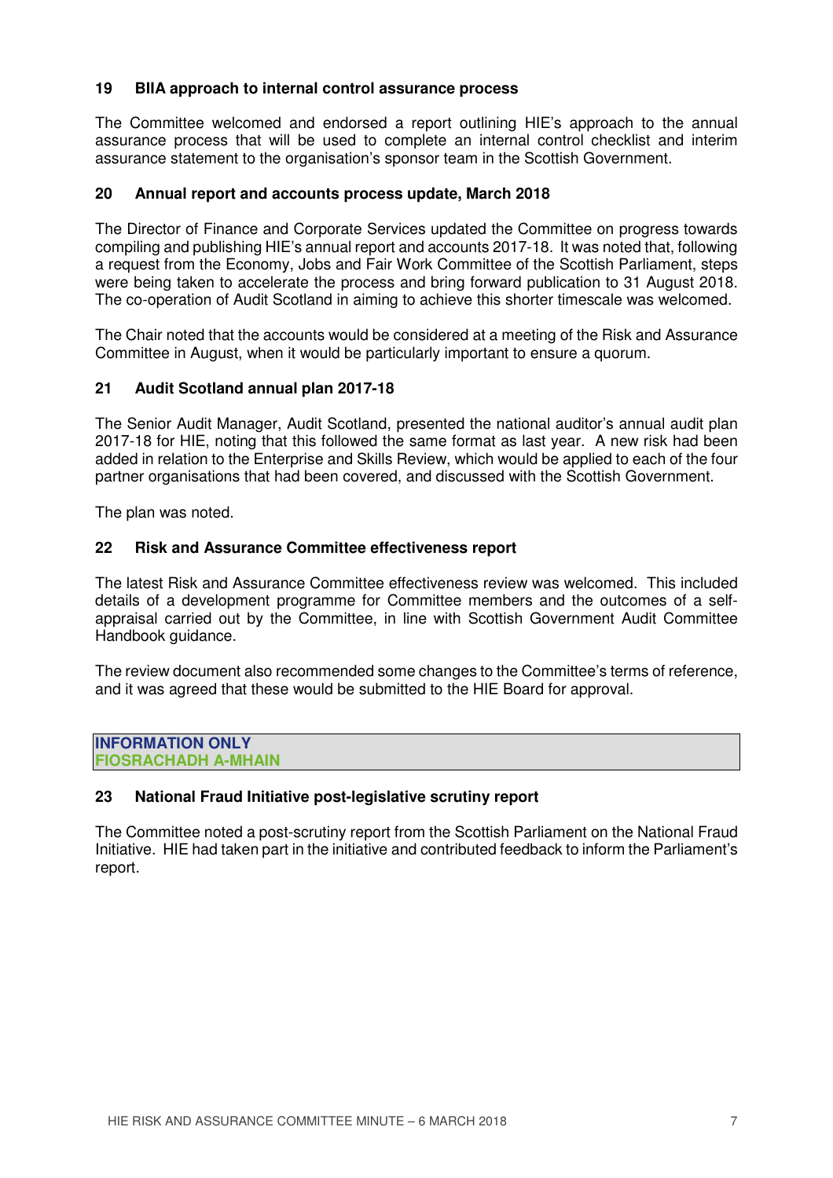### 19 BIIA approach to internal control assurance process

The Committee welcomed and endorsed a report outlining HIE's approach to the annual assurance process that will be used to complete an internal control checklist and interim assurance statement to the organisation's sponsor team in the Scottish Government.

### 20 Annual report and accounts process update, March 2018

The Director of Finance and Corporate Services updated the Committee on progress towards compiling and publishing HIE's annual report and accounts 2017-18. It was noted that, following a request from the Economy, Jobs and Fair Work Committee of the Scottish Parliament, steps were being taken to accelerate the process and bring forward publication to 31 August 2018. The co-operation of Audit Scotland in aiming to achieve this shorter timescale was welcomed.

The Chair noted that the accounts would be considered at a meeting of the Risk and Assurance Committee in August, when it would be particularly important to ensure a quorum.

### 21 Audit Scotland annual plan 2017-18

The Senior Audit Manager, Audit Scotland, presented the national auditor's annual audit plan 2017-18 for HIE, noting that this followed the same format as last year. A new risk had been added in relation to the Enterprise and Skills Review, which would be applied to each of the four partner organisations that had been covered, and discussed with the Scottish Government.

The plan was noted.

### 22 Risk and Assurance Committee effectiveness report

The latest Risk and Assurance Committee effectiveness review was welcomed. This included details of a development programme for Committee members and the outcomes of a self-appraisal carried out by the Committee, in line with Scottish Government Audit Committee Handbook guidance.

The review document also recommended some changes to the Committee's terms of reference, and it was agreed that these would be submitted to the HIE Board for approval.

**INFORMATION ONLY**
**FIOSRACHADH A-MHAIN**

### 23 National Fraud Initiative post-legislative scrutiny report

The Committee noted a post-scrutiny report from the Scottish Parliament on the National Fraud Initiative. HIE had taken part in the initiative and contributed feedback to inform the Parliament's report.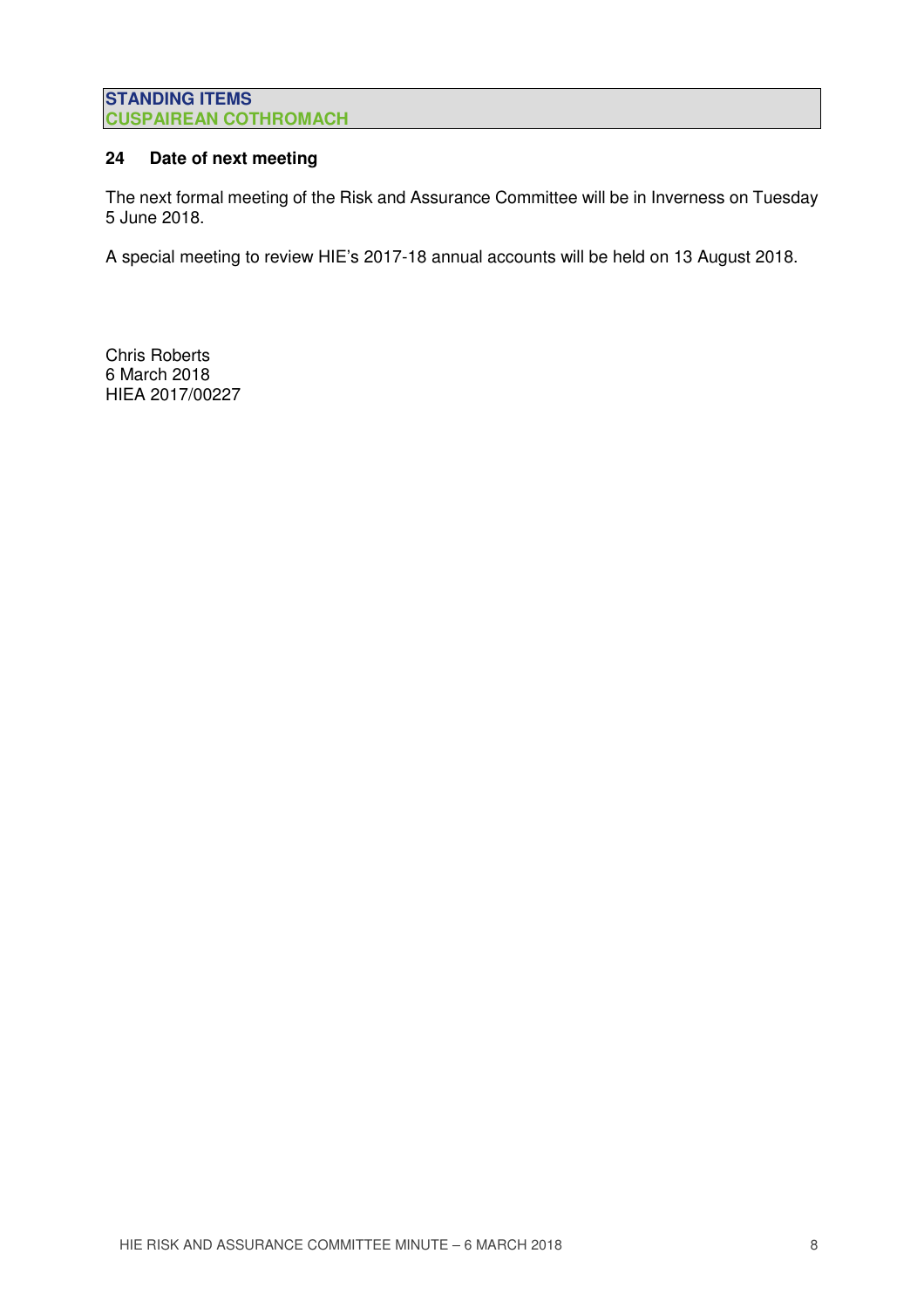**STANDING ITEMS**
**CUSPAIREAN COTHROMACH**

### 24 Date of next meeting

The next formal meeting of the Risk and Assurance Committee will be in Inverness on Tuesday 5 June 2018.

A special meeting to review HIE's 2017-18 annual accounts will be held on 13 August 2018.

Chris Roberts
6 March 2018
HIEA 2017/00227